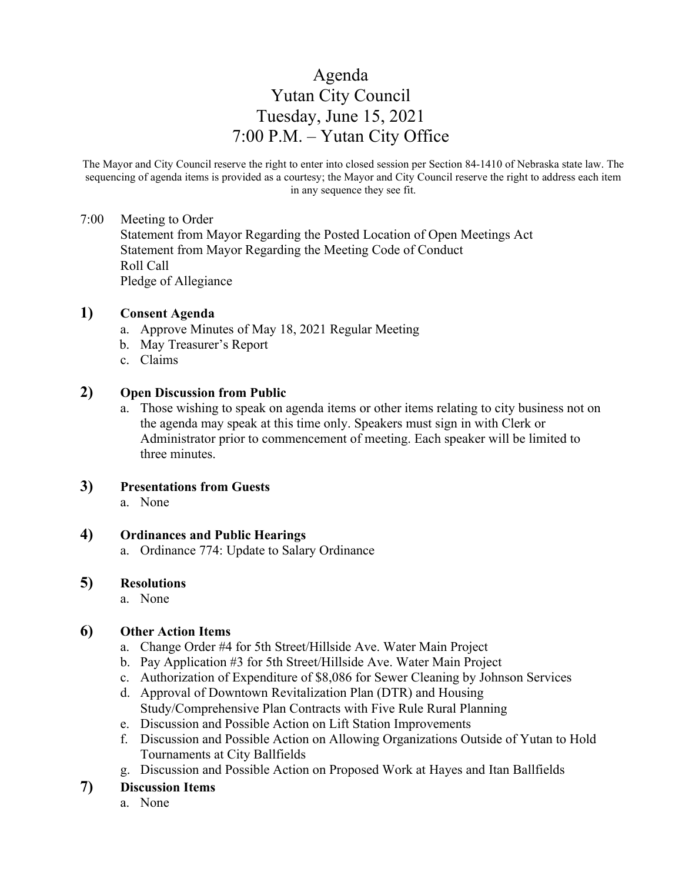# Agenda
# Yutan City Council
# Tuesday, June 15, 2021
# 7:00 P.M. – Yutan City Office

The Mayor and City Council reserve the right to enter into closed session per Section 84-1410 of Nebraska state law. The sequencing of agenda items is provided as a courtesy; the Mayor and City Council reserve the right to address each item in any sequence they see fit.

7:00 Meeting to Order
Statement from Mayor Regarding the Posted Location of Open Meetings Act
Statement from Mayor Regarding the Meeting Code of Conduct
Roll Call
Pledge of Allegiance

**1) Consent Agenda**

a. Approve Minutes of May 18, 2021 Regular Meeting
b. May Treasurer's Report
c. Claims

**2) Open Discussion from Public**

a. Those wishing to speak on agenda items or other items relating to city business not on the agenda may speak at this time only. Speakers must sign in with Clerk or Administrator prior to commencement of meeting. Each speaker will be limited to three minutes.

**3) Presentations from Guests**

a. None

**4) Ordinances and Public Hearings**

a. Ordinance 774: Update to Salary Ordinance

**5) Resolutions**

a. None

**6) Other Action Items**

a. Change Order #4 for 5th Street/Hillside Ave. Water Main Project
b. Pay Application #3 for 5th Street/Hillside Ave. Water Main Project
c. Authorization of Expenditure of $8,086 for Sewer Cleaning by Johnson Services
d. Approval of Downtown Revitalization Plan (DTR) and Housing Study/Comprehensive Plan Contracts with Five Rule Rural Planning
e. Discussion and Possible Action on Lift Station Improvements
f. Discussion and Possible Action on Allowing Organizations Outside of Yutan to Hold Tournaments at City Ballfields
g. Discussion and Possible Action on Proposed Work at Hayes and Itan Ballfields

**7) Discussion Items**

a. None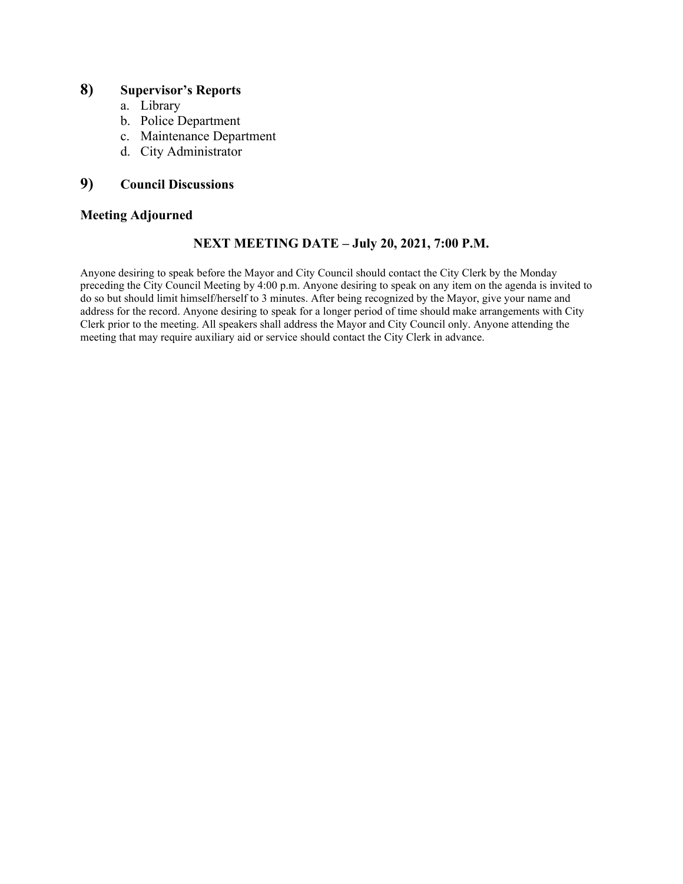## 8) Supervisor's Reports

a. Library
b. Police Department
c. Maintenance Department
d. City Administrator

## 9) Council Discussions

### Meeting Adjourned

**NEXT MEETING DATE – July 20, 2021, 7:00 P.M.**

Anyone desiring to speak before the Mayor and City Council should contact the City Clerk by the Monday preceding the City Council Meeting by 4:00 p.m. Anyone desiring to speak on any item on the agenda is invited to do so but should limit himself/herself to 3 minutes. After being recognized by the Mayor, give your name and address for the record. Anyone desiring to speak for a longer period of time should make arrangements with City Clerk prior to the meeting. All speakers shall address the Mayor and City Council only. Anyone attending the meeting that may require auxiliary aid or service should contact the City Clerk in advance.